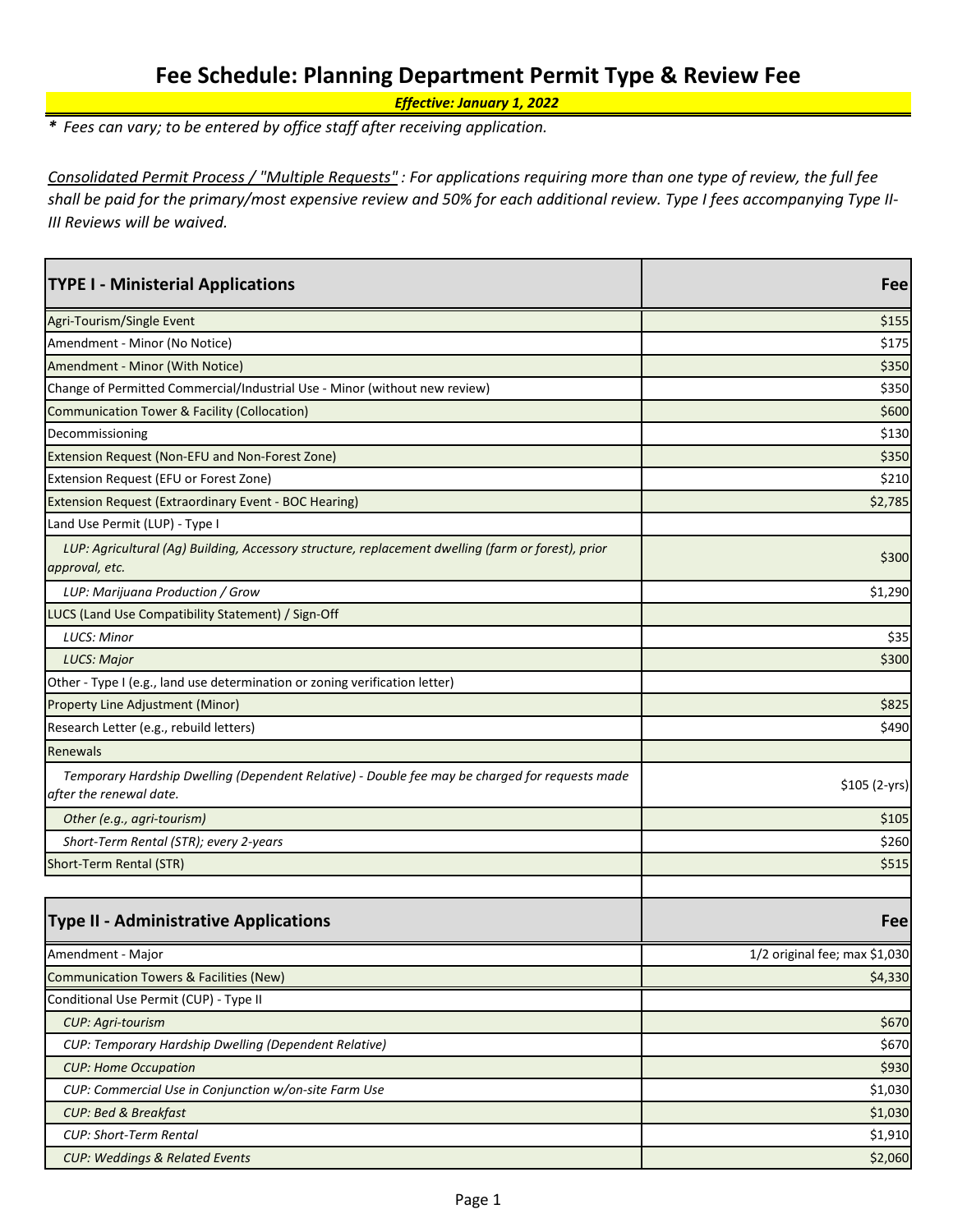# Fee Schedule: Planning Department Permit Type & Review Fee

***Effective: January 1, 2022***

*\* Fees can vary; to be entered by office staff after receiving application.*

*<u>Consolidated Permit Process / "Multiple Requests"</u> : For applications requiring more than one type of review, the full fee shall be paid for the primary/most expensive review and 50% for each additional review. Type I fees accompanying Type II-III Reviews will be waived.*

| **TYPE I - Ministerial Applications** | **Fee** |
|---|---|
| Agri-Tourism/Single Event | $155 |
| Amendment - Minor (No Notice) | $175 |
| Amendment - Minor (With Notice) | $350 |
| Change of Permitted Commercial/Industrial Use - Minor (without new review) | $350 |
| Communication Tower & Facility (Collocation) | $600 |
| Decommissioning | $130 |
| Extension Request (Non-EFU and Non-Forest Zone) | $350 |
| Extension Request (EFU or Forest Zone) | $210 |
| Extension Request (Extraordinary Event - BOC Hearing) | $2,785 |
| Land Use Permit (LUP) - Type I | |
| *LUP: Agricultural (Ag) Building, Accessory structure, replacement dwelling (farm or forest), prior approval, etc.* | $300 |
| *LUP: Marijuana Production / Grow* | $1,290 |
| LUCS (Land Use Compatibility Statement) / Sign-Off | |
| *LUCS: Minor* | $35 |
| *LUCS: Major* | $300 |
| Other - Type I (e.g., land use determination or zoning verification letter) | |
| Property Line Adjustment (Minor) | $825 |
| Research Letter (e.g., rebuild letters) | $490 |
| Renewals | |
| *Temporary Hardship Dwelling (Dependent Relative) - Double fee may be charged for requests made after the renewal date.* | $105 (2-yrs) |
| *Other (e.g., agri-tourism)* | $105 |
| *Short-Term Rental (STR); every 2-years* | $260 |
| Short-Term Rental (STR) | $515 |

| **Type II - Administrative Applications** | **Fee** |
|---|---|
| Amendment - Major | 1/2 original fee; max $1,030 |
| Communication Towers & Facilities (New) | $4,330 |
| Conditional Use Permit (CUP) - Type II | |
| *CUP: Agri-tourism* | $670 |
| *CUP: Temporary Hardship Dwelling (Dependent Relative)* | $670 |
| *CUP: Home Occupation* | $930 |
| *CUP: Commercial Use in Conjunction w/on-site Farm Use* | $1,030 |
| *CUP: Bed & Breakfast* | $1,030 |
| *CUP: Short-Term Rental* | $1,910 |
| *CUP: Weddings & Related Events* | $2,060 |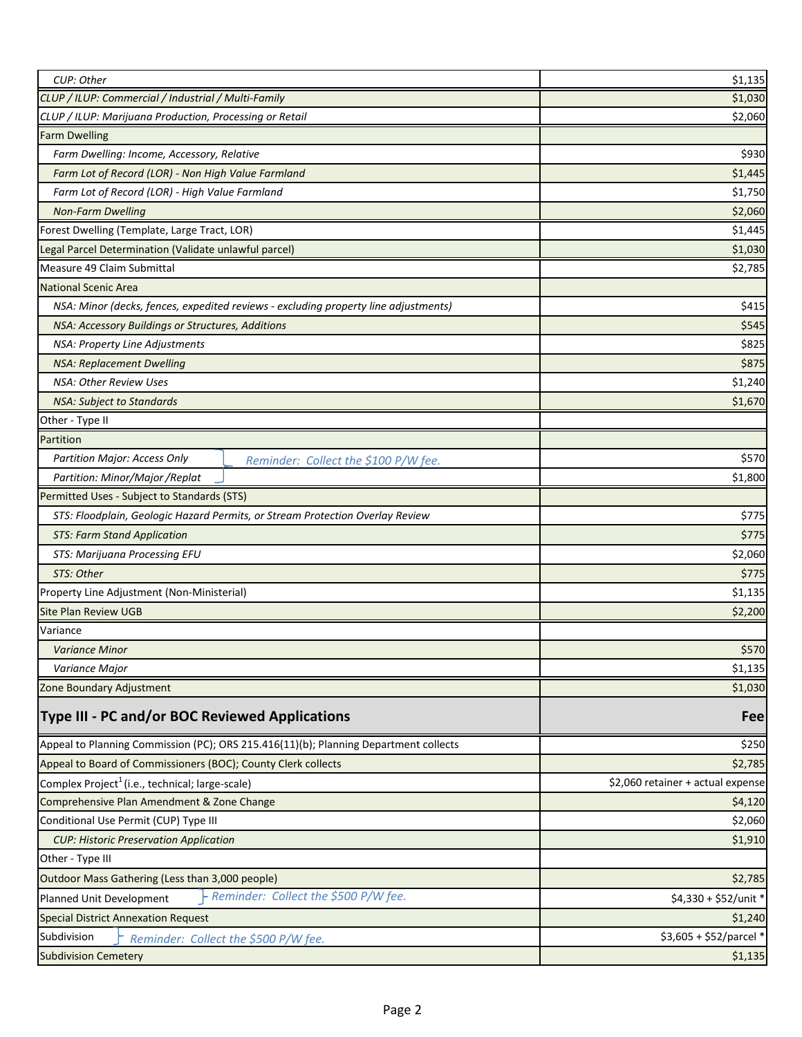| | |
|---|---|
| *CUP: Other* | $1,135 |
| *CLUP / ILUP: Commercial / Industrial / Multi-Family* | $1,030 |
| *CLUP / ILUP: Marijuana Production, Processing or Retail* | $2,060 |
| Farm Dwelling | |
| *Farm Dwelling: Income, Accessory, Relative* | $930 |
| *Farm Lot of Record (LOR) - Non High Value Farmland* | $1,445 |
| *Farm Lot of Record (LOR) - High Value Farmland* | $1,750 |
| *Non-Farm Dwelling* | $2,060 |
| Forest Dwelling (Template, Large Tract, LOR) | $1,445 |
| Legal Parcel Determination (Validate unlawful parcel) | $1,030 |
| Measure 49 Claim Submittal | $2,785 |
| National Scenic Area | |
| *NSA: Minor (decks, fences, expedited reviews - excluding property line adjustments)* | $415 |
| *NSA: Accessory Buildings or Structures, Additions* | $545 |
| *NSA: Property Line Adjustments* | $825 |
| *NSA: Replacement Dwelling* | $875 |
| *NSA: Other Review Uses* | $1,240 |
| *NSA: Subject to Standards* | $1,670 |
| Other - Type II | |
| Partition | |
| *Partition Major: Access Only* — *Reminder: Collect the $100 P/W fee.* | $570 |
| *Partition: Minor/Major /Replat* | $1,800 |
| Permitted Uses - Subject to Standards (STS) | |
| *STS: Floodplain, Geologic Hazard Permits, or Stream Protection Overlay Review* | $775 |
| *STS: Farm Stand Application* | $775 |
| *STS: Marijuana Processing EFU* | $2,060 |
| *STS: Other* | $775 |
| Property Line Adjustment (Non-Ministerial) | $1,135 |
| Site Plan Review UGB | $2,200 |
| Variance | |
| *Variance Minor* | $570 |
| *Variance Major* | $1,135 |
| Zone Boundary Adjustment | $1,030 |
| **Type III - PC and/or BOC Reviewed Applications** | **Fee** |
| Appeal to Planning Commission (PC); ORS 215.416(11)(b); Planning Department collects | $250 |
| Appeal to Board of Commissioners (BOC); County Clerk collects | $2,785 |
| Complex Project[1] (i.e., technical; large-scale) | $2,060 retainer + actual expense |
| Comprehensive Plan Amendment & Zone Change | $4,120 |
| Conditional Use Permit (CUP) Type III | $2,060 |
| *CUP: Historic Preservation Application* | $1,910 |
| Other - Type III | |
| Outdoor Mass Gathering (Less than 3,000 people) | $2,785 |
| Planned Unit Development — *Reminder: Collect the $500 P/W fee.* | $4,330 + $52/unit * |
| Special District Annexation Request | $1,240 |
| Subdivision — *Reminder: Collect the $500 P/W fee.* | $3,605 + $52/parcel * |
| Subdivision Cemetery | $1,135 |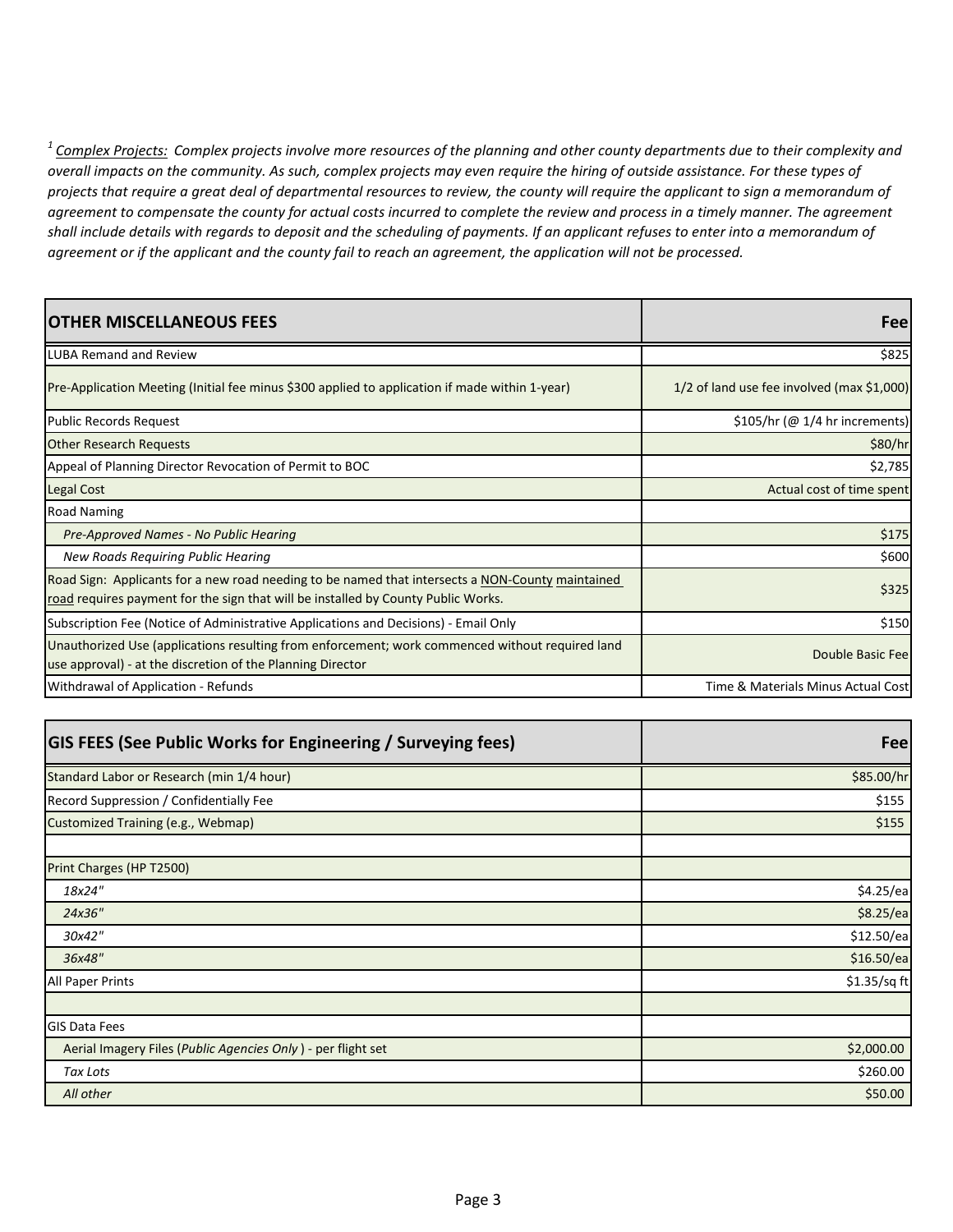[1] *<u>Complex Projects:</u> Complex projects involve more resources of the planning and other county departments due to their complexity and overall impacts on the community. As such, complex projects may even require the hiring of outside assistance. For these types of projects that require a great deal of departmental resources to review, the county will require the applicant to sign a memorandum of agreement to compensate the county for actual costs incurred to complete the review and process in a timely manner. The agreement shall include details with regards to deposit and the scheduling of payments. If an applicant refuses to enter into a memorandum of agreement or if the applicant and the county fail to reach an agreement, the application will not be processed.*

| OTHER MISCELLANEOUS FEES | Fee |
|---|---|
| LUBA Remand and Review | $825 |
| Pre-Application Meeting (Initial fee minus $300 applied to application if made within 1-year) | 1/2 of land use fee involved (max $1,000) |
| Public Records Request | $105/hr (@ 1/4 hr increments) |
| Other Research Requests | $80/hr |
| Appeal of Planning Director Revocation of Permit to BOC | $2,785 |
| Legal Cost | Actual cost of time spent |
| Road Naming | |
| *Pre-Approved Names - No Public Hearing* | $175 |
| *New Roads Requiring Public Hearing* | $600 |
| Road Sign: Applicants for a new road needing to be named that intersects a <u>NON-County maintained road</u> requires payment for the sign that will be installed by County Public Works. | $325 |
| Subscription Fee (Notice of Administrative Applications and Decisions) - Email Only | $150 |
| Unauthorized Use (applications resulting from enforcement; work commenced without required land use approval) - at the discretion of the Planning Director | Double Basic Fee |
| Withdrawal of Application - Refunds | Time & Materials Minus Actual Cost |

| GIS FEES (See Public Works for Engineering / Surveying fees) | Fee |
|---|---|
| Standard Labor or Research (min 1/4 hour) | $85.00/hr |
| Record Suppression / Confidentially Fee | $155 |
| Customized Training (e.g., Webmap) | $155 |
| | |
| Print Charges (HP T2500) | |
| *18x24"* | $4.25/ea |
| *24x36"* | $8.25/ea |
| *30x42"* | $12.50/ea |
| *36x48"* | $16.50/ea |
| All Paper Prints | $1.35/sq ft |
| | |
| GIS Data Fees | |
| Aerial Imagery Files (*Public Agencies Only*) - per flight set | $2,000.00 |
| *Tax Lots* | $260.00 |
| *All other* | $50.00 |